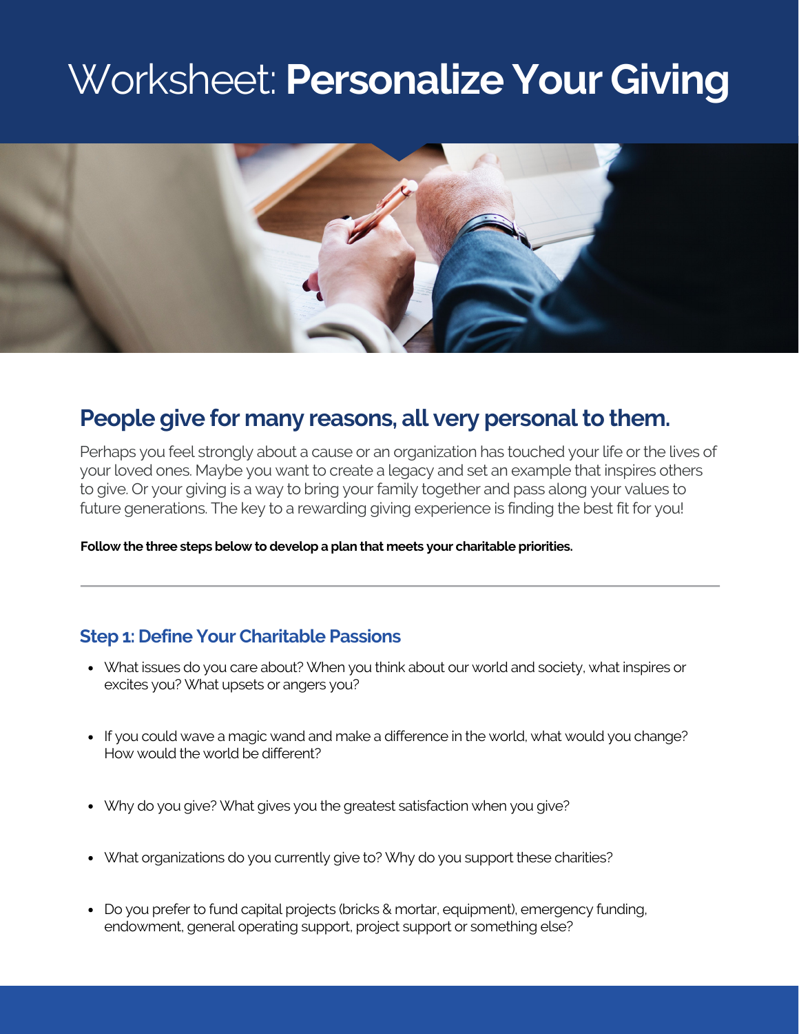# Worksheet: **Personalize Your Giving**

## People give for many reasons, all very personal to them.

Perhaps you feel strongly about a cause or an organization has touched your life or the lives of your loved ones. Maybe you want to create a legacy and set an example that inspires others to give. Or your giving is a way to bring your family together and pass along your values to future generations. The key to a rewarding giving experience is finding the best fit for you!

**Follow the three steps below to develop a plan that meets your charitable priorities.**

---

### Step 1: Define Your Charitable Passions

- What issues do you care about? When you think about our world and society, what inspires or excites you? What upsets or angers you?
- If you could wave a magic wand and make a difference in the world, what would you change? How would the world be different?
- Why do you give? What gives you the greatest satisfaction when you give?
- What organizations do you currently give to? Why do you support these charities?
- Do you prefer to fund capital projects (bricks & mortar, equipment), emergency funding, endowment, general operating support, project support or something else?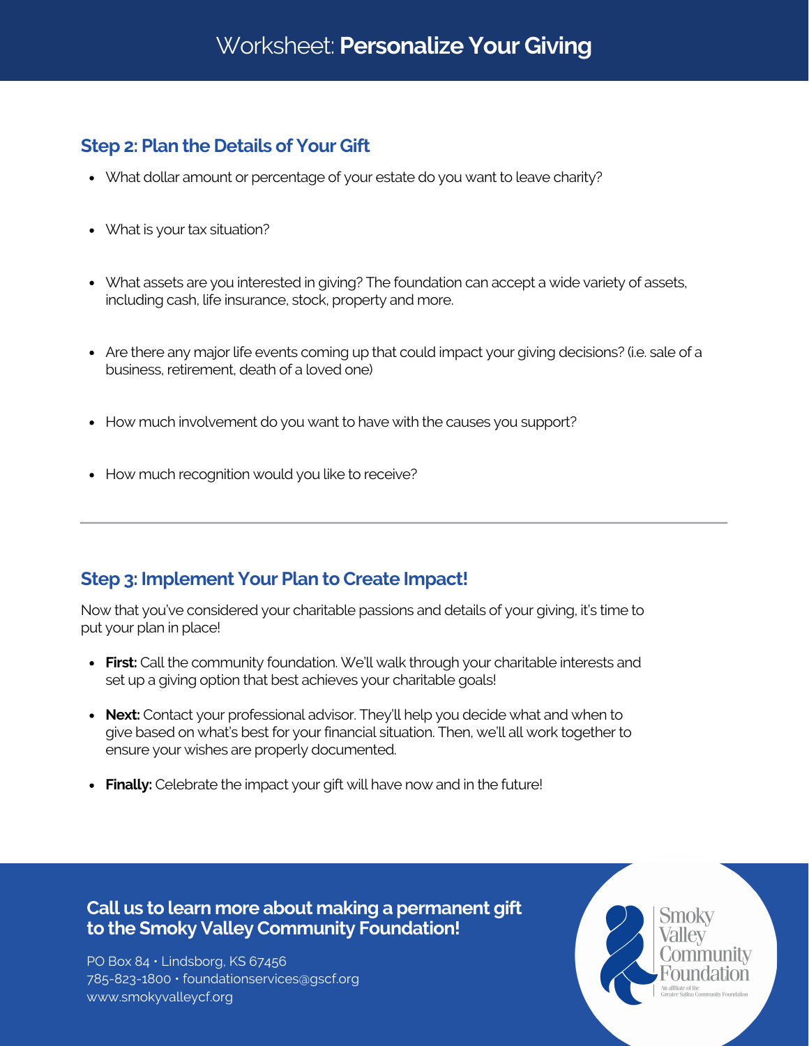# Worksheet: **Personalize Your Giving**

## Step 2: Plan the Details of Your Gift

- What dollar amount or percentage of your estate do you want to leave charity?
- What is your tax situation?
- What assets are you interested in giving? The foundation can accept a wide variety of assets, including cash, life insurance, stock, property and more.
- Are there any major life events coming up that could impact your giving decisions? (i.e. sale of a business, retirement, death of a loved one)
- How much involvement do you want to have with the causes you support?
- How much recognition would you like to receive?

---

## Step 3: Implement Your Plan to Create Impact!

Now that you've considered your charitable passions and details of your giving, it's time to put your plan in place!

- **First:** Call the community foundation. We'll walk through your charitable interests and set up a giving option that best achieves your charitable goals!
- **Next:** Contact your professional advisor. They'll help you decide what and when to give based on what's best for your financial situation. Then, we'll all work together to ensure your wishes are properly documented.
- **Finally:** Celebrate the impact your gift will have now and in the future!

**Call us to learn more about making a permanent gift to the Smoky Valley Community Foundation!**

PO Box 84 • Lindsborg, KS 67456
785-823-1800 • foundationservices@gscf.org
www.smokyvalleycf.org

Smoky Valley Community Foundation
An affiliate of the Greater Salina Community Foundation